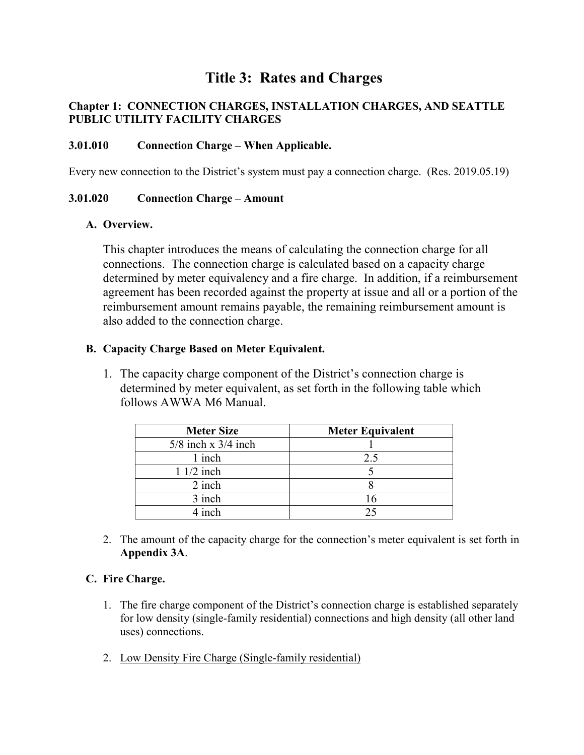# Title 3: Rates and Charges

### Chapter 1: CONNECTION CHARGES, INSTALLATION CHARGES, AND SEATTLE PUBLIC UTILITY FACILITY CHARGES

#### 3.01.010 Connection Charge – When Applicable.

Every new connection to the District's system must pay a connection charge. (Res. 2019.05.19)

#### 3.01.020 Connection Charge – Amount

**A. Overview.**

This chapter introduces the means of calculating the connection charge for all connections. The connection charge is calculated based on a capacity charge determined by meter equivalency and a fire charge. In addition, if a reimbursement agreement has been recorded against the property at issue and all or a portion of the reimbursement amount remains payable, the remaining reimbursement amount is also added to the connection charge.

**B. Capacity Charge Based on Meter Equivalent.**

1. The capacity charge component of the District's connection charge is determined by meter equivalent, as set forth in the following table which follows AWWA M6 Manual.

| Meter Size | Meter Equivalent |
|---|---|
| 5/8 inch x 3/4 inch | 1 |
| 1 inch | 2.5 |
| 1 1/2 inch | 5 |
| 2 inch | 8 |
| 3 inch | 16 |
| 4 inch | 25 |

2. The amount of the capacity charge for the connection's meter equivalent is set forth in **Appendix 3A**.

**C. Fire Charge.**

1. The fire charge component of the District's connection charge is established separately for low density (single-family residential) connections and high density (all other land uses) connections.

2. Low Density Fire Charge (Single-family residential)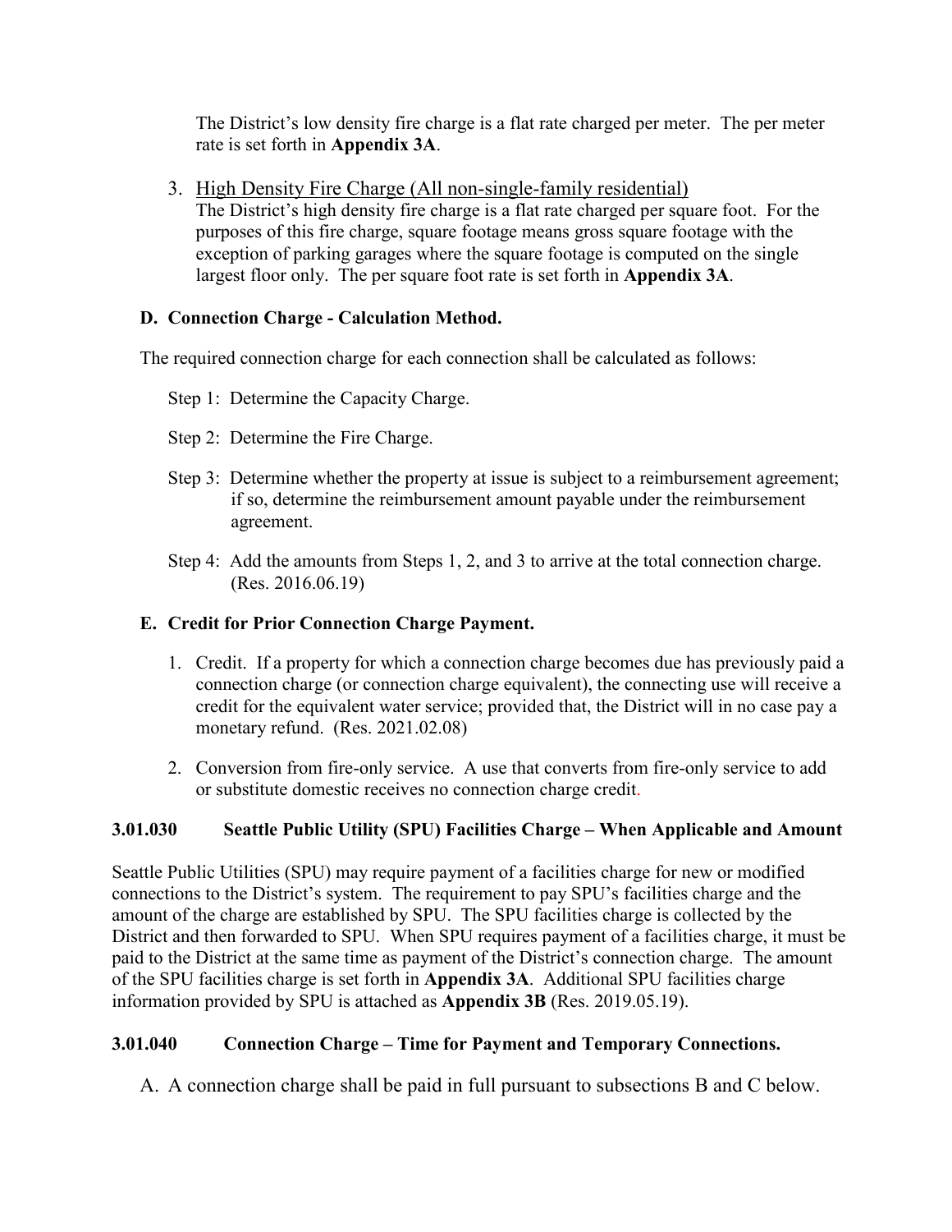The District's low density fire charge is a flat rate charged per meter. The per meter rate is set forth in **Appendix 3A**.

3. High Density Fire Charge (All non-single-family residential)
   The District's high density fire charge is a flat rate charged per square foot. For the purposes of this fire charge, square footage means gross square footage with the exception of parking garages where the square footage is computed on the single largest floor only. The per square foot rate is set forth in **Appendix 3A**.

**D. Connection Charge - Calculation Method.**

The required connection charge for each connection shall be calculated as follows:

Step 1: Determine the Capacity Charge.

Step 2: Determine the Fire Charge.

Step 3: Determine whether the property at issue is subject to a reimbursement agreement; if so, determine the reimbursement amount payable under the reimbursement agreement.

Step 4: Add the amounts from Steps 1, 2, and 3 to arrive at the total connection charge. (Res. 2016.06.19)

**E. Credit for Prior Connection Charge Payment.**

1. Credit. If a property for which a connection charge becomes due has previously paid a connection charge (or connection charge equivalent), the connecting use will receive a credit for the equivalent water service; provided that, the District will in no case pay a monetary refund. (Res. 2021.02.08)

2. Conversion from fire-only service. A use that converts from fire-only service to add or substitute domestic receives no connection charge credit.

**3.01.030 Seattle Public Utility (SPU) Facilities Charge – When Applicable and Amount**

Seattle Public Utilities (SPU) may require payment of a facilities charge for new or modified connections to the District's system. The requirement to pay SPU's facilities charge and the amount of the charge are established by SPU. The SPU facilities charge is collected by the District and then forwarded to SPU. When SPU requires payment of a facilities charge, it must be paid to the District at the same time as payment of the District's connection charge. The amount of the SPU facilities charge is set forth in **Appendix 3A**. Additional SPU facilities charge information provided by SPU is attached as **Appendix 3B** (Res. 2019.05.19).

**3.01.040 Connection Charge – Time for Payment and Temporary Connections.**

A. A connection charge shall be paid in full pursuant to subsections B and C below.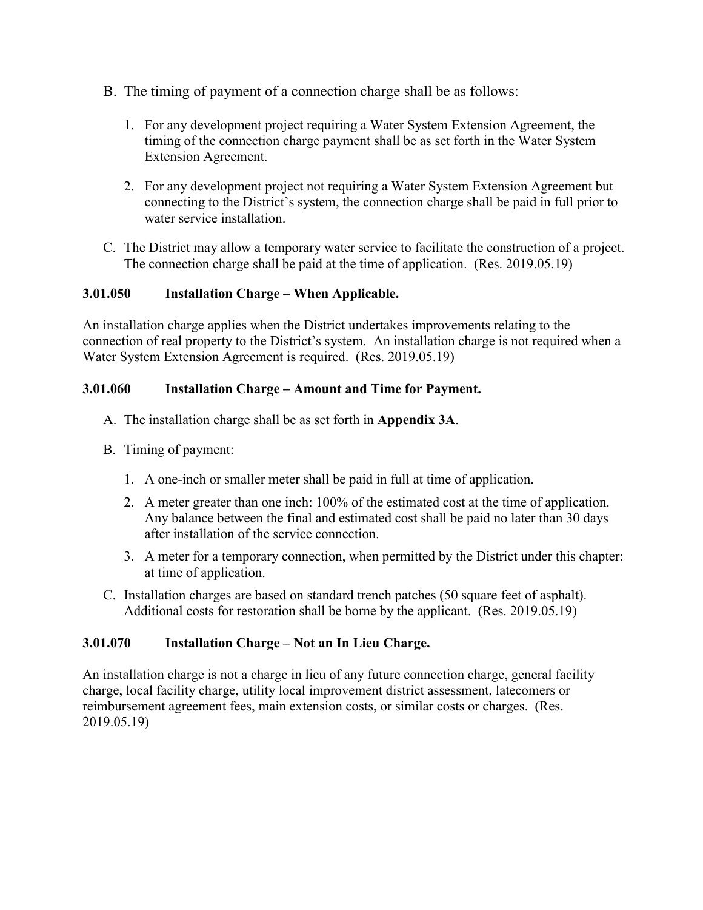B. The timing of payment of a connection charge shall be as follows:

   1. For any development project requiring a Water System Extension Agreement, the timing of the connection charge payment shall be as set forth in the Water System Extension Agreement.

   2. For any development project not requiring a Water System Extension Agreement but connecting to the District's system, the connection charge shall be paid in full prior to water service installation.

C. The District may allow a temporary water service to facilitate the construction of a project. The connection charge shall be paid at the time of application. (Res. 2019.05.19)

### 3.01.050 Installation Charge – When Applicable.

An installation charge applies when the District undertakes improvements relating to the connection of real property to the District's system. An installation charge is not required when a Water System Extension Agreement is required. (Res. 2019.05.19)

### 3.01.060 Installation Charge – Amount and Time for Payment.

A. The installation charge shall be as set forth in **Appendix 3A**.

B. Timing of payment:

   1. A one-inch or smaller meter shall be paid in full at time of application.

   2. A meter greater than one inch: 100% of the estimated cost at the time of application. Any balance between the final and estimated cost shall be paid no later than 30 days after installation of the service connection.

   3. A meter for a temporary connection, when permitted by the District under this chapter: at time of application.

C. Installation charges are based on standard trench patches (50 square feet of asphalt). Additional costs for restoration shall be borne by the applicant. (Res. 2019.05.19)

### 3.01.070 Installation Charge – Not an In Lieu Charge.

An installation charge is not a charge in lieu of any future connection charge, general facility charge, local facility charge, utility local improvement district assessment, latecomers or reimbursement agreement fees, main extension costs, or similar costs or charges. (Res. 2019.05.19)